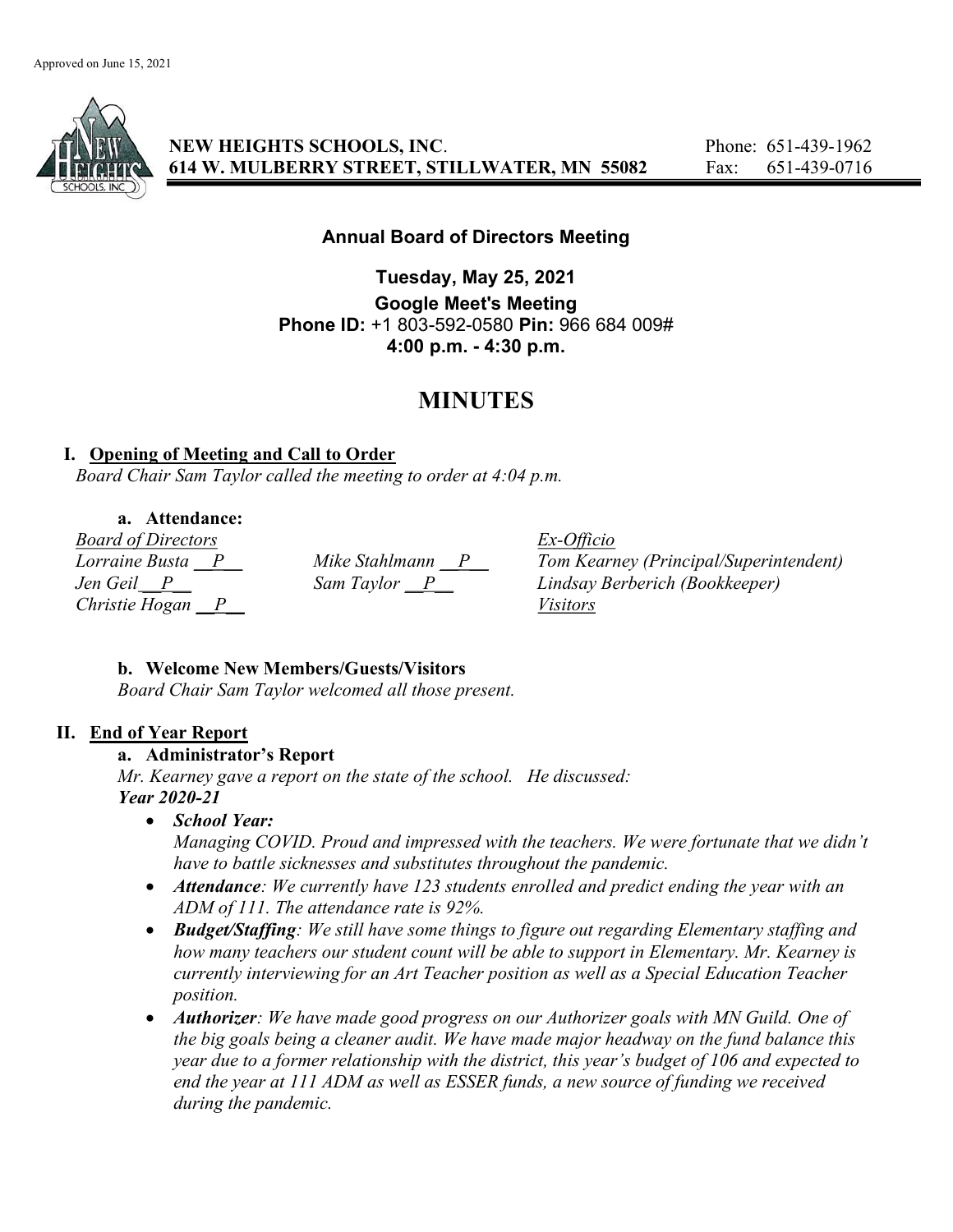Approved on June 15, 2021

**NEW HEIGHTS SCHOOLS, INC.**
**614 W. MULBERRY STREET, STILLWATER, MN 55082**

Phone: 651-439-1962
Fax: 651-439-0716

**Annual Board of Directors Meeting**

**Tuesday, May 25, 2021**
**Google Meet's Meeting**
**Phone ID:** +1 803-592-0580 **Pin:** 966 684 009#
**4:00 p.m. - 4:30 p.m.**

# MINUTES

## I. Opening of Meeting and Call to Order

*Board Chair Sam Taylor called the meeting to order at 4:04 p.m.*

### a. Attendance:

| *Board of Directors* | | *Ex-Officio* |
|---|---|---|
| *Lorraine Busta __P__* | *Mike Stahlmann __P__* | *Tom Kearney (Principal/Superintendent)* |
| *Jen Geil__P__* | *Sam Taylor __P__* | *Lindsay Berberich (Bookkeeper)* |
| *Christie Hogan __P__* | | *Visitors* |

### b. Welcome New Members/Guests/Visitors

*Board Chair Sam Taylor welcomed all those present.*

## II. End of Year Report

### a. Administrator's Report

*Mr. Kearney gave a report on the state of the school. He discussed:*
***Year 2020-21***

- ***School Year:*** *Managing COVID. Proud and impressed with the teachers. We were fortunate that we didn't have to battle sicknesses and substitutes throughout the pandemic.*
- ***Attendance****: We currently have 123 students enrolled and predict ending the year with an ADM of 111. The attendance rate is 92%.*
- ***Budget/Staffing****: We still have some things to figure out regarding Elementary staffing and how many teachers our student count will be able to support in Elementary. Mr. Kearney is currently interviewing for an Art Teacher position as well as a Special Education Teacher position.*
- ***Authorizer****: We have made good progress on our Authorizer goals with MN Guild. One of the big goals being a cleaner audit. We have made major headway on the fund balance this year due to a former relationship with the district, this year's budget of 106 and expected to end the year at 111 ADM as well as ESSER funds, a new source of funding we received during the pandemic.*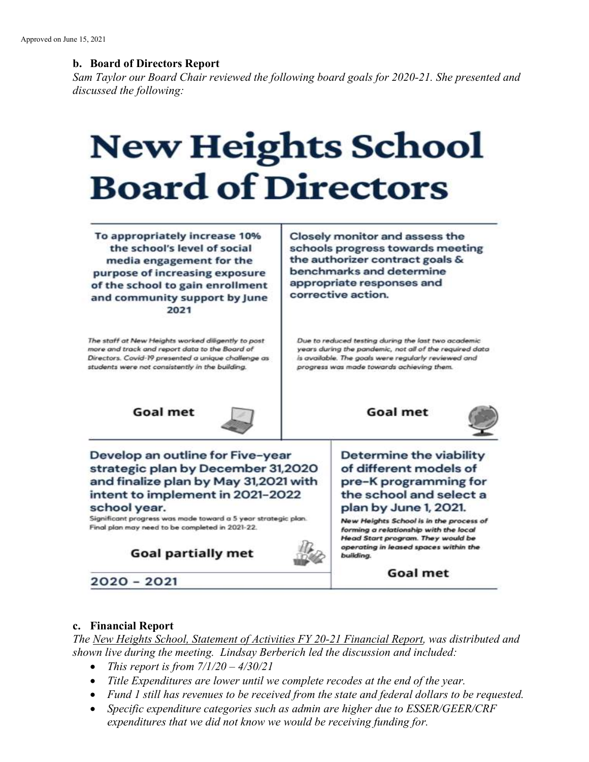Approved on June 15, 2021

**b. Board of Directors Report**

*Sam Taylor our Board Chair reviewed the following board goals for 2020-21. She presented and discussed the following:*

# New Heights School Board of Directors

**To appropriately increase 10% the school's level of social media engagement for the purpose of increasing exposure of the school to gain enrollment and community support by June 2021**

*The staff at New Heights worked diligently to post more and track and report data to the Board of Directors. Covid-19 presented a unique challenge as students were not consistently in the building.*

**Goal met**

**Closely monitor and assess the schools progress towards meeting the authorizer contract goals & benchmarks and determine appropriate responses and corrective action.**

*Due to reduced testing during the last two academic years during the pandemic, not all of the required data is available. The goals were regularly reviewed and progress was made towards achieving them.*

**Goal met**

**Develop an outline for Five-year strategic plan by December 31,2020 and finalize plan by May 31,2021 with intent to implement in 2021-2022 school year.**

Significant progress was made toward a 5 year strategic plan. Final plan may need to be completed in 2021-22.

**Goal partially met**

**Determine the viability of different models of pre-K programming for the school and select a plan by June 1, 2021.**

*New Heights School is in the process of forming a relationship with the local Head Start program. They would be operating in leased spaces within the building.*

**Goal met**

**2020 - 2021**

**c. Financial Report**

*The New Heights School, Statement of Activities FY 20-21 Financial Report, was distributed and shown live during the meeting. Lindsay Berberich led the discussion and included:*

- *This report is from 7/1/20 – 4/30/21*
- *Title Expenditures are lower until we complete recodes at the end of the year.*
- *Fund 1 still has revenues to be received from the state and federal dollars to be requested.*
- *Specific expenditure categories such as admin are higher due to ESSER/GEER/CRF expenditures that we did not know we would be receiving funding for.*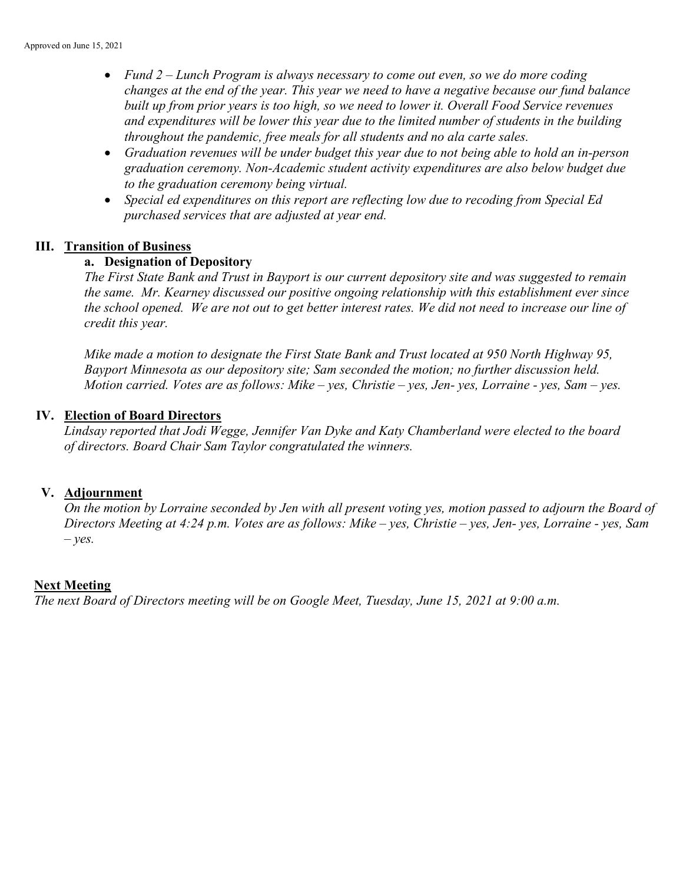- *Fund 2 – Lunch Program is always necessary to come out even, so we do more coding changes at the end of the year. This year we need to have a negative because our fund balance built up from prior years is too high, so we need to lower it. Overall Food Service revenues and expenditures will be lower this year due to the limited number of students in the building throughout the pandemic, free meals for all students and no ala carte sales.*
- *Graduation revenues will be under budget this year due to not being able to hold an in-person graduation ceremony. Non-Academic student activity expenditures are also below budget due to the graduation ceremony being virtual.*
- *Special ed expenditures on this report are reflecting low due to recoding from Special Ed purchased services that are adjusted at year end.*

## III. Transition of Business

### a. Designation of Depository

*The First State Bank and Trust in Bayport is our current depository site and was suggested to remain the same. Mr. Kearney discussed our positive ongoing relationship with this establishment ever since the school opened. We are not out to get better interest rates. We did not need to increase our line of credit this year.*

*Mike made a motion to designate the First State Bank and Trust located at 950 North Highway 95, Bayport Minnesota as our depository site; Sam seconded the motion; no further discussion held. Motion carried. Votes are as follows: Mike – yes, Christie – yes, Jen- yes, Lorraine - yes, Sam – yes.*

## IV. Election of Board Directors

*Lindsay reported that Jodi Wegge, Jennifer Van Dyke and Katy Chamberland were elected to the board of directors. Board Chair Sam Taylor congratulated the winners.*

## V. Adjournment

*On the motion by Lorraine seconded by Jen with all present voting yes, motion passed to adjourn the Board of Directors Meeting at 4:24 p.m. Votes are as follows: Mike – yes, Christie – yes, Jen- yes, Lorraine - yes, Sam – yes.*

## Next Meeting

*The next Board of Directors meeting will be on Google Meet, Tuesday, June 15, 2021 at 9:00 a.m.*